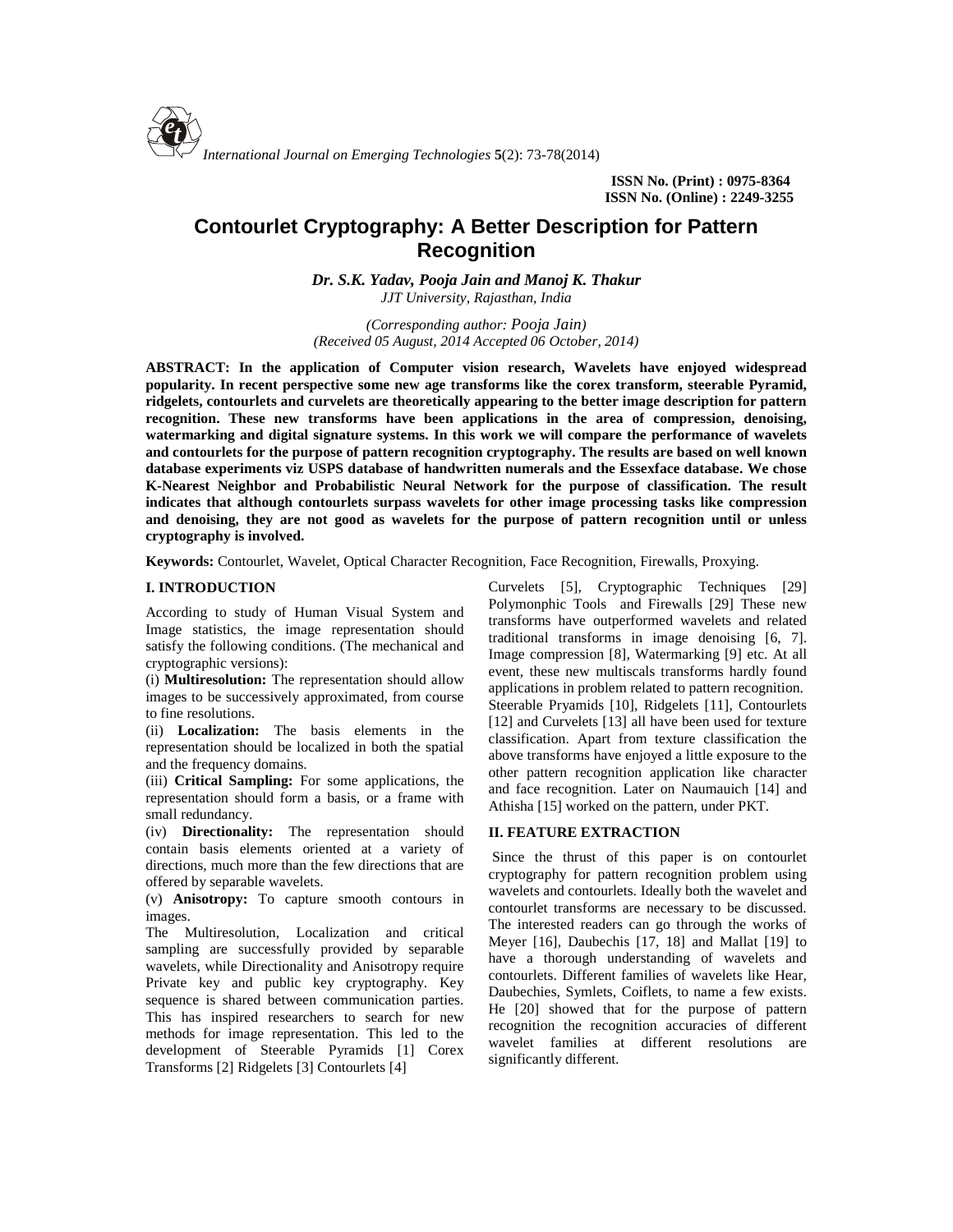# Contourlet Cryptography: A Better Description for Pattern Recognition

***Dr. S.K. Yadav, Pooja Jain and Manoj K. Thakur***
*JJT University, Rajasthan, India*

*(Corresponding author: Pooja Jain)*
*(Received 05 August, 2014 Accepted 06 October, 2014)*

**ABSTRACT: In the application of Computer vision research, Wavelets have enjoyed widespread popularity. In recent perspective some new age transforms like the corex transform, steerable Pyramid, ridgelets, contourlets and curvelets are theoretically appearing to the better image description for pattern recognition. These new transforms have been applications in the area of compression, denoising, watermarking and digital signature systems. In this work we will compare the performance of wavelets and contourlets for the purpose of pattern recognition cryptography. The results are based on well known database experiments viz USPS database of handwritten numerals and the Essexface database. We chose K-Nearest Neighbor and Probabilistic Neural Network for the purpose of classification. The result indicates that although contourlets surpass wavelets for other image processing tasks like compression and denoising, they are not good as wavelets for the purpose of pattern recognition until or unless cryptography is involved.**

**Keywords:** Contourlet, Wavelet, Optical Character Recognition, Face Recognition, Firewalls, Proxying.

## I. INTRODUCTION

According to study of Human Visual System and Image statistics, the image representation should satisfy the following conditions. (The mechanical and cryptographic versions):

(i) **Multiresolution:** The representation should allow images to be successively approximated, from course to fine resolutions.

(ii) **Localization:** The basis elements in the representation should be localized in both the spatial and the frequency domains.

(iii) **Critical Sampling:** For some applications, the representation should form a basis, or a frame with small redundancy.

(iv) **Directionality:** The representation should contain basis elements oriented at a variety of directions, much more than the few directions that are offered by separable wavelets.

(v) **Anisotropy:** To capture smooth contours in images.

The Multiresolution, Localization and critical sampling are successfully provided by separable wavelets, while Directionality and Anisotropy require Private key and public key cryptography. Key sequence is shared between communication parties. This has inspired researchers to search for new methods for image representation. This led to the development of Steerable Pyramids [1] Corex Transforms [2] Ridgelets [3] Contourlets [4] Curvelets [5], Cryptographic Techniques [29] Polymonphic Tools and Firewalls [29] These new transforms have outperformed wavelets and related traditional transforms in image denoising [6, 7]. Image compression [8], Watermarking [9] etc. At all event, these new multiscals transforms hardly found applications in problem related to pattern recognition. Steerable Pryamids [10], Ridgelets [11], Contourlets [12] and Curvelets [13] all have been used for texture classification. Apart from texture classification the above transforms have enjoyed a little exposure to the other pattern recognition application like character and face recognition. Later on Naumauich [14] and Athisha [15] worked on the pattern, under PKT.

## II. FEATURE EXTRACTION

Since the thrust of this paper is on contourlet cryptography for pattern recognition problem using wavelets and contourlets. Ideally both the wavelet and contourlet transforms are necessary to be discussed. The interested readers can go through the works of Meyer [16], Daubechis [17, 18] and Mallat [19] to have a thorough understanding of wavelets and contourlets. Different families of wavelets like Hear, Daubechies, Symlets, Coiflets, to name a few exists. He [20] showed that for the purpose of pattern recognition the recognition accuracies of different wavelet families at different resolutions are significantly different.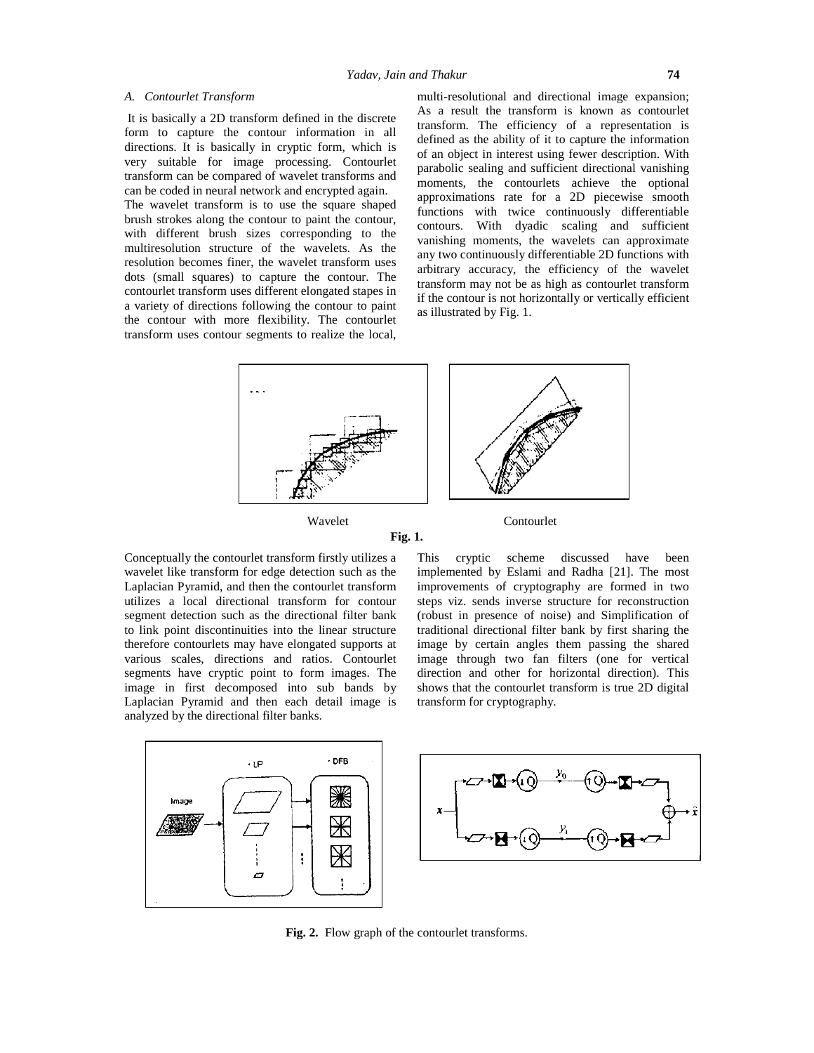### A. Contourlet Transform

It is basically a 2D transform defined in the discrete form to capture the contour information in all directions. It is basically in cryptic form, which is very suitable for image processing. Contourlet transform can be compared of wavelet transforms and can be coded in neural network and encrypted again.

The wavelet transform is to use the square shaped brush strokes along the contour to paint the contour, with different brush sizes corresponding to the multiresolution structure of the wavelets. As the resolution becomes finer, the wavelet transform uses dots (small squares) to capture the contour. The contourlet transform uses different elongated stapes in a variety of directions following the contour to paint the contour with more flexibility. The contourlet transform uses contour segments to realize the local, multi-resolutional and directional image expansion; As a result the transform is known as contourlet transform. The efficiency of a representation is defined as the ability of it to capture the information of an object in interest using fewer description. With parabolic sealing and sufficient directional vanishing moments, the contourlets achieve the optional approximations rate for a 2D piecewise smooth functions with twice continuously differentiable contours. With dyadic scaling and sufficient vanishing moments, the wavelets can approximate any two continuously differentiable 2D functions with arbitrary accuracy, the efficiency of the wavelet transform may not be as high as contourlet transform if the contour is not horizontally or vertically efficient as illustrated by Fig. 1.

Wavelet Contourlet

**Fig. 1.**

Conceptually the contourlet transform firstly utilizes a wavelet like transform for edge detection such as the Laplacian Pyramid, and then the contourlet transform utilizes a local directional transform for contour segment detection such as the directional filter bank to link point discontinuities into the linear structure therefore contourlets may have elongated supports at various scales, directions and ratios. Contourlet segments have cryptic point to form images. The image in first decomposed into sub bands by Laplacian Pyramid and then each detail image is analyzed by the directional filter banks.

This cryptic scheme discussed have been implemented by Eslami and Radha [21]. The most improvements of cryptography are formed in two steps viz. sends inverse structure for reconstruction (robust in presence of noise) and Simplification of traditional directional filter bank by first sharing the image by certain angles them passing the shared image through two fan filters (one for vertical direction and other for horizontal direction). This shows that the contourlet transform is true 2D digital transform for cryptography.

**Fig. 2.** Flow graph of the contourlet transforms.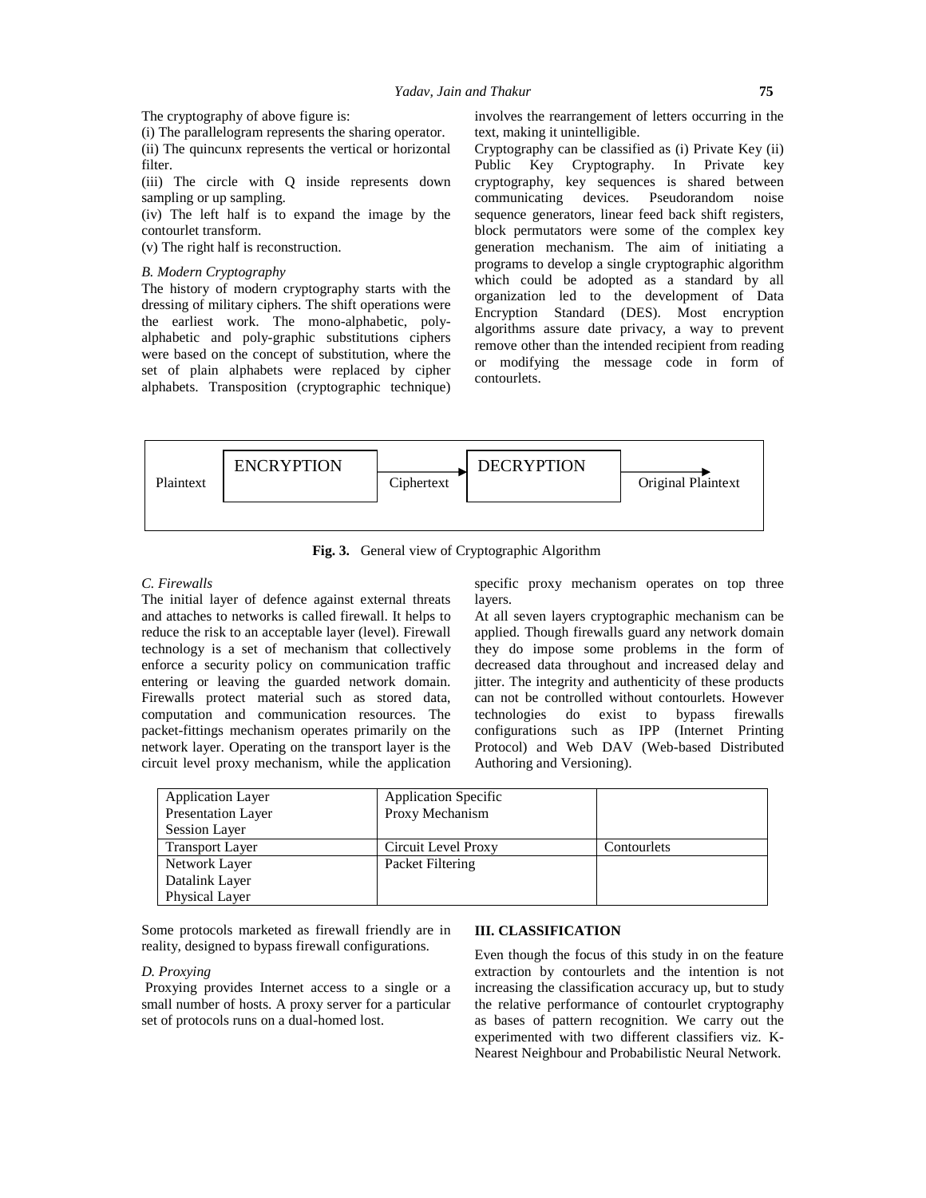The cryptography of above figure is:

(i) The parallelogram represents the sharing operator.

(ii) The quincunx represents the vertical or horizontal filter.

(iii) The circle with Q inside represents down sampling or up sampling.

(iv) The left half is to expand the image by the contourlet transform.

(v) The right half is reconstruction.

*B. Modern Cryptography*

The history of modern cryptography starts with the dressing of military ciphers. The shift operations were the earliest work. The mono-alphabetic, poly-alphabetic and poly-graphic substitutions ciphers were based on the concept of substitution, where the set of plain alphabets were replaced by cipher alphabets. Transposition (cryptographic technique) involves the rearrangement of letters occurring in the text, making it unintelligible.

Cryptography can be classified as (i) Private Key (ii) Public Key Cryptography. In Private key cryptography, key sequences is shared between communicating devices. Pseudorandom noise sequence generators, linear feed back shift registers, block permutators were some of the complex key generation mechanism. The aim of initiating a programs to develop a single cryptographic algorithm which could be adopted as a standard by all organization led to the development of Data Encryption Standard (DES). Most encryption algorithms assure date privacy, a way to prevent remove other than the intended recipient from reading or modifying the message code in form of contourlets.

Plaintext → ENCRYPTION → Ciphertext → DECRYPTION → Original Plaintext

**Fig. 3.** General view of Cryptographic Algorithm

*C. Firewalls*

The initial layer of defence against external threats and attaches to networks is called firewall. It helps to reduce the risk to an acceptable layer (level). Firewall technology is a set of mechanism that collectively enforce a security policy on communication traffic entering or leaving the guarded network domain. Firewalls protect material such as stored data, computation and communication resources. The packet-fittings mechanism operates primarily on the network layer. Operating on the transport layer is the circuit level proxy mechanism, while the application specific proxy mechanism operates on top three layers.

At all seven layers cryptographic mechanism can be applied. Though firewalls guard any network domain they do impose some problems in the form of decreased data throughout and increased delay and jitter. The integrity and authenticity of these products can not be controlled without contourlets. However technologies do exist to bypass firewalls configurations such as IPP (Internet Printing Protocol) and Web DAV (Web-based Distributed Authoring and Versioning).

| | | |
|---|---|---|
| Application Layer<br>Presentation Layer<br>Session Layer | Application Specific<br>Proxy Mechanism | |
| Transport Layer | Circuit Level Proxy | Contourlets |
| Network Layer<br>Datalink Layer<br>Physical Layer | Packet Filtering | |

Some protocols marketed as firewall friendly are in reality, designed to bypass firewall configurations.

*D. Proxying*

Proxying provides Internet access to a single or a small number of hosts. A proxy server for a particular set of protocols runs on a dual-homed lost.

## III. CLASSIFICATION

Even though the focus of this study in on the feature extraction by contourlets and the intention is not increasing the classification accuracy up, but to study the relative performance of contourlet cryptography as bases of pattern recognition. We carry out the experimented with two different classifiers viz. K-Nearest Neighbour and Probabilistic Neural Network.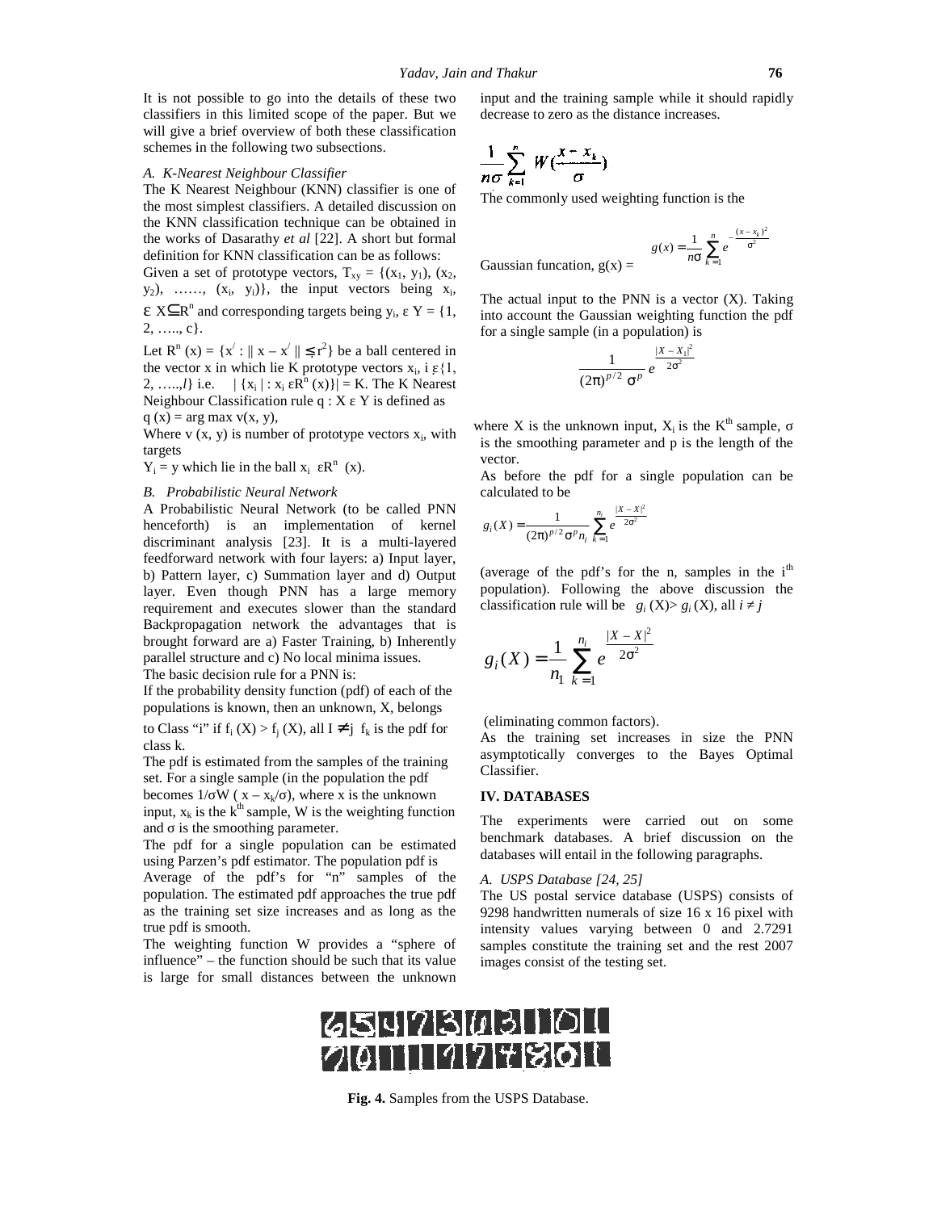It is not possible to go into the details of these two classifiers in this limited scope of the paper. But we will give a brief overview of both these classification schemes in the following two subsections.

### A. K-Nearest Neighbour Classifier

The K Nearest Neighbour (KNN) classifier is one of the most simplest classifiers. A detailed discussion on the KNN classification technique can be obtained in the works of Dasarathy *et al* [22]. A short but formal definition for KNN classification can be as follows:

Given a set of prototype vectors, $T_{xy} = \{(x_1, y_1), (x_2, y_2), \ldots\ldots, (x_i, y_i)\}$, the input vectors being $x_i$, $\varepsilon\ X \subseteq R^n$ and corresponding targets being $y_i$, $\varepsilon\ Y = \{1, 2, \ldots.., c\}$.

Let $R^n(x) = \{x' : \| x - x' \| \leq r^2\}$ be a ball centered in the vector x in which lie K prototype vectors $x_i$, $i\ \varepsilon\{1, 2, \ldots..,l\}$ i.e. $|\{x_i \mid : x_i\ \varepsilon R^n(x)\}| = K$. The K Nearest Neighbour Classification rule $q : X\ \varepsilon\ Y$ is defined as

$q(x) = \arg\max v(x, y)$,

Where $v(x, y)$ is number of prototype vectors $x_i$, with targets

$Y_i = y$ which lie in the ball $x_i\ \varepsilon R^n\ (x)$.

### B. Probabilistic Neural Network

A Probabilistic Neural Network (to be called PNN henceforth) is an implementation of kernel discriminant analysis [23]. It is a multi-layered feedforward network with four layers: a) Input layer, b) Pattern layer, c) Summation layer and d) Output layer. Even though PNN has a large memory requirement and executes slower than the standard Backpropagation network the advantages that is brought forward are a) Faster Training, b) Inherently parallel structure and c) No local minima issues.

The basic decision rule for a PNN is:

If the probability density function (pdf) of each of the populations is known, then an unknown, X, belongs to Class "i" if $f_i(X) > f_j(X)$, all $I \neq j$ $f_k$ is the pdf for class k.

The pdf is estimated from the samples of the training set. For a single sample (in the population the pdf becomes $1/\sigma W(x - x_k/\sigma)$, where x is the unknown input, $x_k$ is the $k^{th}$ sample, W is the weighting function and σ is the smoothing parameter.

The pdf for a single population can be estimated using Parzen's pdf estimator. The population pdf is Average of the pdf's for "n" samples of the population. The estimated pdf approaches the true pdf as the training set size increases and as long as the true pdf is smooth.

The weighting function W provides a "sphere of influence" – the function should be such that its value is large for small distances between the unknown input and the training sample while it should rapidly decrease to zero as the distance increases.

$$\frac{1}{n\sigma}\sum_{k=1}^{n} W\left(\frac{x - x_k}{\sigma}\right)$$

The commonly used weighting function is the Gaussian funcation, g(x) =

$$g(x) = \frac{1}{n\sigma}\sum_{k=1}^{n} e^{-\frac{(x - x_k)^2}{\sigma^2}}$$

The actual input to the PNN is a vector (X). Taking into account the Gaussian weighting function the pdf for a single sample (in a population) is

$$\frac{1}{(2\pi)^{p/2}\sigma^p} e^{\frac{|X - X_i|^2}{2\sigma^2}}$$

where X is the unknown input, $X_i$ is the $K^{th}$ sample, σ is the smoothing parameter and p is the length of the vector.

As before the pdf for a single population can be calculated to be

$$g_i(X) = \frac{1}{(2\pi)^{p/2}\sigma^p n_i}\sum_{k=1}^{n_i} e^{\frac{|X - X|^2}{2\sigma^2}}$$

(average of the pdf's for the n, samples in the $i^{th}$ population). Following the above discussion the classification rule will be $g_i(X) > g_i(X)$, all $i \neq j$

$$g_i(X) = \frac{1}{n_1}\sum_{k=1}^{n_i} e^{\frac{|X - X|^2}{2\sigma^2}}$$

(eliminating common factors).

As the training set increases in size the PNN asymptotically converges to the Bayes Optimal Classifier.

## IV. DATABASES

The experiments were carried out on some benchmark databases. A brief discussion on the databases will entail in the following paragraphs.

### A. USPS Database [24, 25]

The US postal service database (USPS) consists of 9298 handwritten numerals of size 16 x 16 pixel with intensity values varying between 0 and 2.7291 samples constitute the training set and the rest 2007 images consist of the testing set.

**Fig. 4.** Samples from the USPS Database.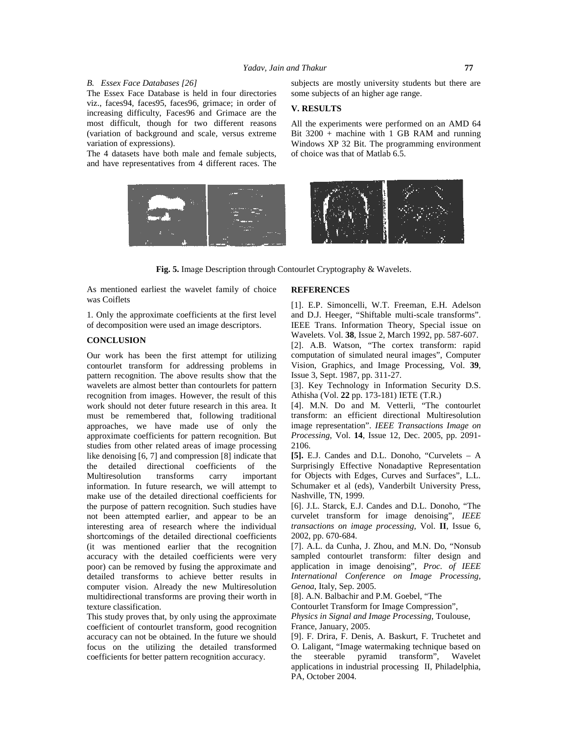*B. Essex Face Databases [26]*

The Essex Face Database is held in four directories viz., faces94, faces95, faces96, grimace; in order of increasing difficulty, Faces96 and Grimace are the most difficult, though for two different reasons (variation of background and scale, versus extreme variation of expressions).

The 4 datasets have both male and female subjects, and have representatives from 4 different races. The subjects are mostly university students but there are some subjects of an higher age range.

## V. RESULTS

All the experiments were performed on an AMD 64 Bit 3200 + machine with 1 GB RAM and running Windows XP 32 Bit. The programming environment of choice was that of Matlab 6.5.

**Fig. 5.** Image Description through Contourlet Cryptography & Wavelets.

As mentioned earliest the wavelet family of choice was Coiflets

1. Only the approximate coefficients at the first level of decomposition were used an image descriptors.

## CONCLUSION

Our work has been the first attempt for utilizing contourlet transform for addressing problems in pattern recognition. The above results show that the wavelets are almost better than contourlets for pattern recognition from images. However, the result of this work should not deter future research in this area. It must be remembered that, following traditional approaches, we have made use of only the approximate coefficients for pattern recognition. But studies from other related areas of image processing like denoising [6, 7] and compression [8] indicate that the detailed directional coefficients of the Multiresolution transforms carry important information. In future research, we will attempt to make use of the detailed directional coefficients for the purpose of pattern recognition. Such studies have not been attempted earlier, and appear to be an interesting area of research where the individual shortcomings of the detailed directional coefficients (it was mentioned earlier that the recognition accuracy with the detailed coefficients were very poor) can be removed by fusing the approximate and detailed transforms to achieve better results in computer vision. Already the new Multiresolution multidirectional transforms are proving their worth in texture classification.

This study proves that, by only using the approximate coefficient of contourlet transform, good recognition accuracy can not be obtained. In the future we should focus on the utilizing the detailed transformed coefficients for better pattern recognition accuracy.

## REFERENCES

[1]. E.P. Simoncelli, W.T. Freeman, E.H. Adelson and D.J. Heeger, "Shiftable multi-scale transforms". IEEE Trans. Information Theory, Special issue on Wavelets. Vol. **38**, Issue 2, March 1992, pp. 587-607.

[2]. A.B. Watson, "The cortex transform: rapid computation of simulated neural images", Computer Vision, Graphics, and Image Processing, Vol. **39**, Issue 3, Sept. 1987, pp. 311-27.

[3]. Key Technology in Information Security D.S. Athisha (Vol. **22** pp. 173-181) IETE (T.R.)

[4]. M.N. Do and M. Vetterli, "The contourlet transform: an efficient directional Multiresolution image representation". *IEEE Transactions Image on Processing*, Vol. **14**, Issue 12, Dec. 2005, pp. 2091-2106.

**[5].** E.J. Candes and D.L. Donoho, "Curvelets – A Surprisingly Effective Nonadaptive Representation for Objects with Edges, Curves and Surfaces", L.L. Schumaker et al (eds), Vanderbilt University Press, Nashville, TN, 1999.

[6]. J.L. Starck, E.J. Candes and D.L. Donoho, "The curvelet transform for image denoising", *IEEE transactions on image processing*, Vol. **II**, Issue 6, 2002, pp. 670-684.

[7]. A.L. da Cunha, J. Zhou, and M.N. Do, "Nonsub sampled contourlet transform: filter design and application in image denoising", *Proc. of IEEE International Conference on Image Processing, Genoa*, Italy, Sep. 2005.

[8]. A.N. Balbachir and P.M. Goebel, "The Contourlet Transform for Image Compression", *Physics in Signal and Image Processing*, Toulouse, France, January, 2005.

[9]. F. Drira, F. Denis, A. Baskurt, F. Truchetet and O. Laligant, "Image watermaking technique based on the steerable pyramid transform", Wavelet applications in industrial processing II, Philadelphia, PA, October 2004.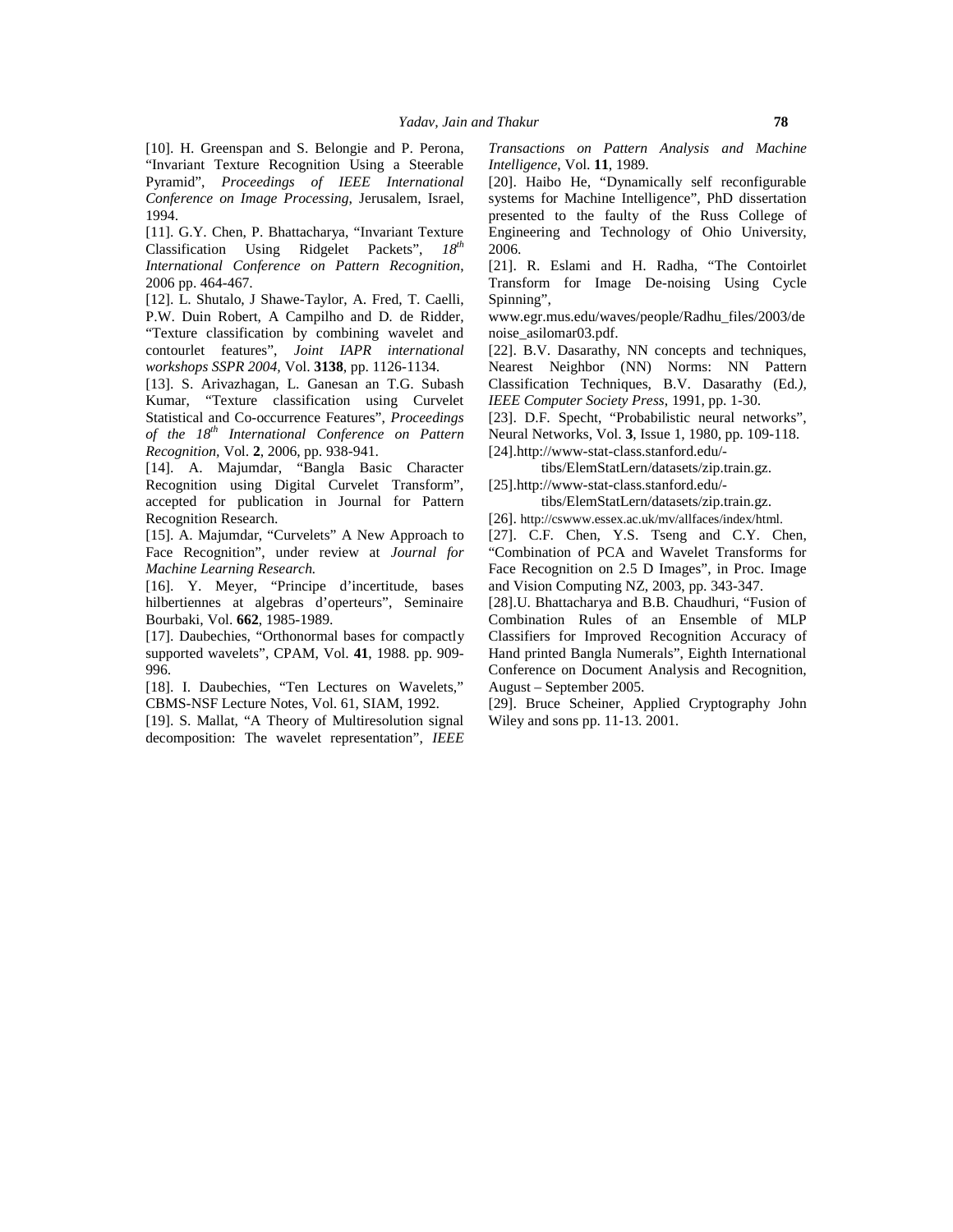[10]. H. Greenspan and S. Belongie and P. Perona, "Invariant Texture Recognition Using a Steerable Pyramid", *Proceedings of IEEE International Conference on Image Processing*, Jerusalem, Israel, 1994.

[11]. G.Y. Chen, P. Bhattacharya, "Invariant Texture Classification Using Ridgelet Packets", *18th International Conference on Pattern Recognition*, 2006 pp. 464-467.

[12]. L. Shutalo, J Shawe-Taylor, A. Fred, T. Caelli, P.W. Duin Robert, A Campilho and D. de Ridder, "Texture classification by combining wavelet and contourlet features", *Joint IAPR international workshops SSPR 2004,* Vol. **3138**, pp. 1126-1134.

[13]. S. Arivazhagan, L. Ganesan an T.G. Subash Kumar, "Texture classification using Curvelet Statistical and Co-occurrence Features", *Proceedings of the 18th International Conference on Pattern Recognition*, Vol. **2**, 2006, pp. 938-941.

[14]. A. Majumdar, "Bangla Basic Character Recognition using Digital Curvelet Transform", accepted for publication in Journal for Pattern Recognition Research.

[15]. A. Majumdar, "Curvelets" A New Approach to Face Recognition", under review at *Journal for Machine Learning Research.*

[16]. Y. Meyer, "Principe d'incertitude, bases hilbertiennes at algebras d'operteurs", Seminaire Bourbaki, Vol. **662**, 1985-1989.

[17]. Daubechies, "Orthonormal bases for compactly supported wavelets", CPAM, Vol. **41**, 1988. pp. 909-996.

[18]. I. Daubechies, "Ten Lectures on Wavelets," CBMS-NSF Lecture Notes, Vol. 61, SIAM, 1992.

[19]. S. Mallat, "A Theory of Multiresolution signal decomposition: The wavelet representation", *IEEE Transactions on Pattern Analysis and Machine Intelligence*, Vol. **11**, 1989.

[20]. Haibo He, "Dynamically self reconfigurable systems for Machine Intelligence", PhD dissertation presented to the faulty of the Russ College of Engineering and Technology of Ohio University, 2006.

[21]. R. Eslami and H. Radha, "The Contoirlet Transform for Image De-noising Using Cycle Spinning", www.egr.mus.edu/waves/people/Radhu_files/2003/denoise_asilomar03.pdf.

[22]. B.V. Dasarathy, NN concepts and techniques, Nearest Neighbor (NN) Norms: NN Pattern Classification Techniques, B.V. Dasarathy (Ed*.), IEEE Computer Society Press*, 1991, pp. 1-30.

[23]. D.F. Specht, "Probabilistic neural networks", Neural Networks, Vol. **3**, Issue 1, 1980, pp. 109-118.

[24].http://www-stat-class.stanford.edu/-tibs/ElemStatLern/datasets/zip.train.gz.

[25].http://www-stat-class.stanford.edu/-tibs/ElemStatLern/datasets/zip.train.gz.

[26]. http://cswww.essex.ac.uk/mv/allfaces/index/html.

[27]. C.F. Chen, Y.S. Tseng and C.Y. Chen, "Combination of PCA and Wavelet Transforms for Face Recognition on 2.5 D Images", in Proc. Image and Vision Computing NZ, 2003, pp. 343-347.

[28].U. Bhattacharya and B.B. Chaudhuri, "Fusion of Combination Rules of an Ensemble of MLP Classifiers for Improved Recognition Accuracy of Hand printed Bangla Numerals", Eighth International Conference on Document Analysis and Recognition, August – September 2005.

[29]. Bruce Scheiner, Applied Cryptography John Wiley and sons pp. 11-13. 2001.